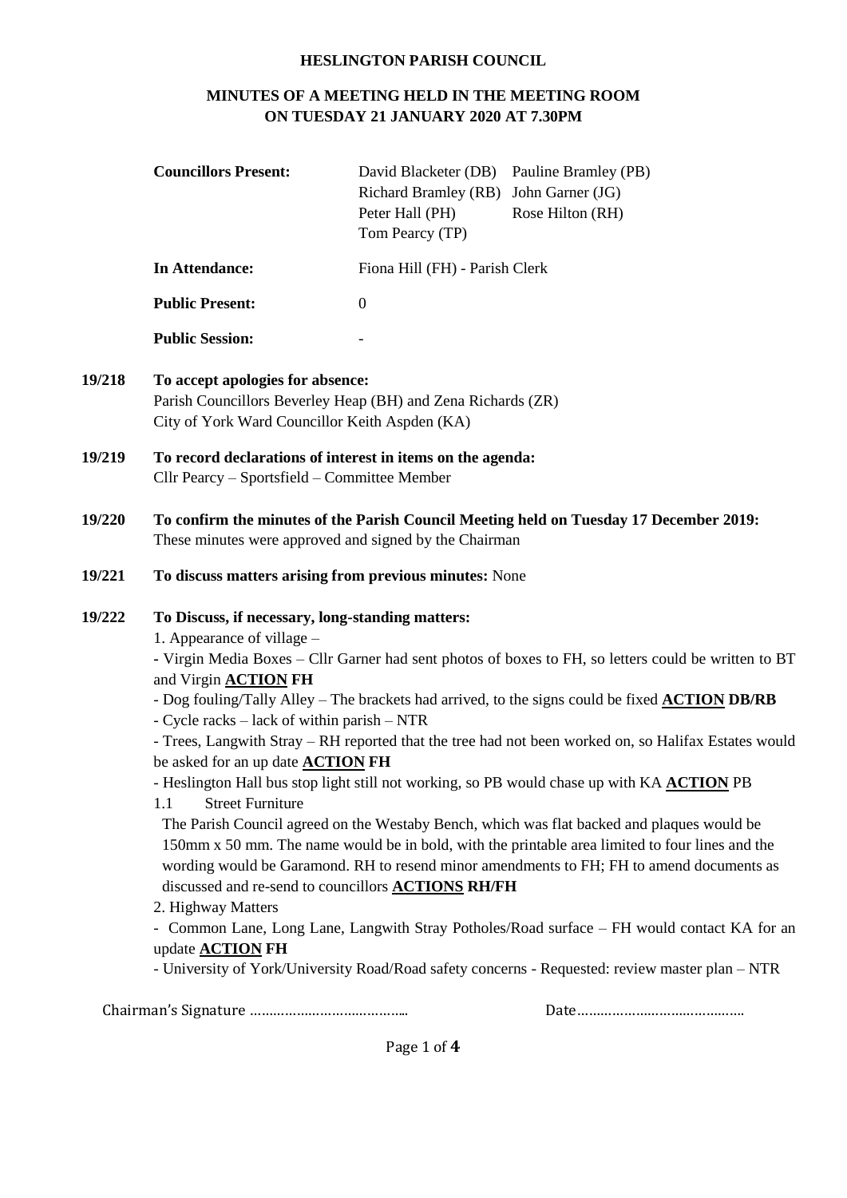**HESLINGTON PARISH COUNCIL**

**MINUTES OF A MEETING HELD IN THE MEETING ROOM ON TUESDAY 21 JANUARY 2020 AT 7.30PM**

| | | |
|---|---|---|
| **Councillors Present:** | David Blacketer (DB)<br>Richard Bramley (RB)<br>Peter Hall (PH)<br>Tom Pearcy (TP) | Pauline Bramley (PB)<br>John Garner (JG)<br>Rose Hilton (RH) |
| **In Attendance:** | Fiona Hill (FH) - Parish Clerk | |
| **Public Present:** | 0 | |
| **Public Session:** | - | |

**19/218 To accept apologies for absence:**
Parish Councillors Beverley Heap (BH) and Zena Richards (ZR)
City of York Ward Councillor Keith Aspden (KA)

**19/219 To record declarations of interest in items on the agenda:**
Cllr Pearcy – Sportsfield – Committee Member

**19/220 To confirm the minutes of the Parish Council Meeting held on Tuesday 17 December 2019:**
These minutes were approved and signed by the Chairman

**19/221 To discuss matters arising from previous minutes:** None

**19/222 To Discuss, if necessary, long-standing matters:**

1. Appearance of village –

- Virgin Media Boxes – Cllr Garner had sent photos of boxes to FH, so letters could be written to BT and Virgin **ACTION FH**
- Dog fouling/Tally Alley – The brackets had arrived, to the signs could be fixed **ACTION DB/RB**
- Cycle racks – lack of within parish – NTR
- Trees, Langwith Stray – RH reported that the tree had not been worked on, so Halifax Estates would be asked for an up date **ACTION FH**
- Heslington Hall bus stop light still not working, so PB would chase up with KA **ACTION** PB

1.1 Street Furniture

The Parish Council agreed on the Westaby Bench, which was flat backed and plaques would be 150mm x 50 mm. The name would be in bold, with the printable area limited to four lines and the wording would be Garamond. RH to resend minor amendments to FH; FH to amend documents as discussed and re-send to councillors **ACTIONS RH/FH**

2. Highway Matters

- Common Lane, Long Lane, Langwith Stray Potholes/Road surface – FH would contact KA for an update **ACTION FH**
- University of York/University Road/Road safety concerns - Requested: review master plan – NTR

Chairman's Signature …………………………………. Date…………………………………..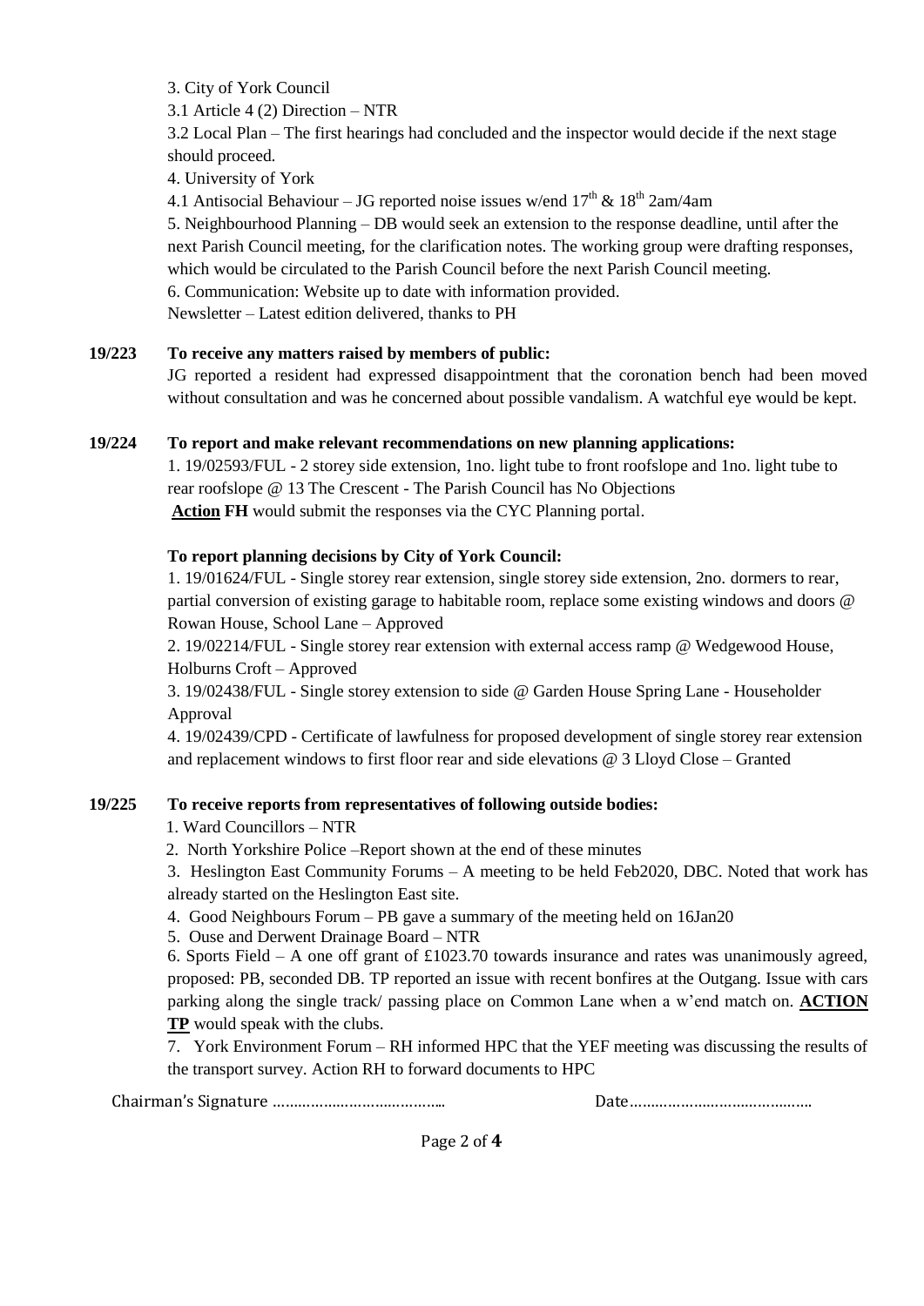3. City of York Council

3.1 Article 4 (2) Direction – NTR

3.2 Local Plan – The first hearings had concluded and the inspector would decide if the next stage should proceed.

4. University of York

4.1 Antisocial Behaviour – JG reported noise issues w/end 17th & 18th 2am/4am

5. Neighbourhood Planning – DB would seek an extension to the response deadline, until after the next Parish Council meeting, for the clarification notes. The working group were drafting responses, which would be circulated to the Parish Council before the next Parish Council meeting.

6. Communication: Website up to date with information provided.

Newsletter – Latest edition delivered, thanks to PH

**19/223 To receive any matters raised by members of public:**

JG reported a resident had expressed disappointment that the coronation bench had been moved without consultation and was he concerned about possible vandalism. A watchful eye would be kept.

**19/224 To report and make relevant recommendations on new planning applications:**

1. 19/02593/FUL - 2 storey side extension, 1no. light tube to front roofslope and 1no. light tube to rear roofslope @ 13 The Crescent - The Parish Council has No Objections

**Action FH** would submit the responses via the CYC Planning portal.

**To report planning decisions by City of York Council:**

1. 19/01624/FUL - Single storey rear extension, single storey side extension, 2no. dormers to rear, partial conversion of existing garage to habitable room, replace some existing windows and doors @ Rowan House, School Lane – Approved

2. 19/02214/FUL - Single storey rear extension with external access ramp @ Wedgewood House, Holburns Croft – Approved

3. 19/02438/FUL - Single storey extension to side @ Garden House Spring Lane - Householder Approval

4. 19/02439/CPD - Certificate of lawfulness for proposed development of single storey rear extension and replacement windows to first floor rear and side elevations @ 3 Lloyd Close – Granted

**19/225 To receive reports from representatives of following outside bodies:**

1. Ward Councillors – NTR
2. North Yorkshire Police –Report shown at the end of these minutes
3. Heslington East Community Forums – A meeting to be held Feb2020, DBC. Noted that work has already started on the Heslington East site.
4. Good Neighbours Forum – PB gave a summary of the meeting held on 16Jan20
5. Ouse and Derwent Drainage Board – NTR
6. Sports Field – A one off grant of £1023.70 towards insurance and rates was unanimously agreed, proposed: PB, seconded DB. TP reported an issue with recent bonfires at the Outgang. Issue with cars parking along the single track/ passing place on Common Lane when a w'end match on. **ACTION TP** would speak with the clubs.
7. York Environment Forum – RH informed HPC that the YEF meeting was discussing the results of the transport survey. Action RH to forward documents to HPC

Chairman's Signature …………………………………… Date……………………………………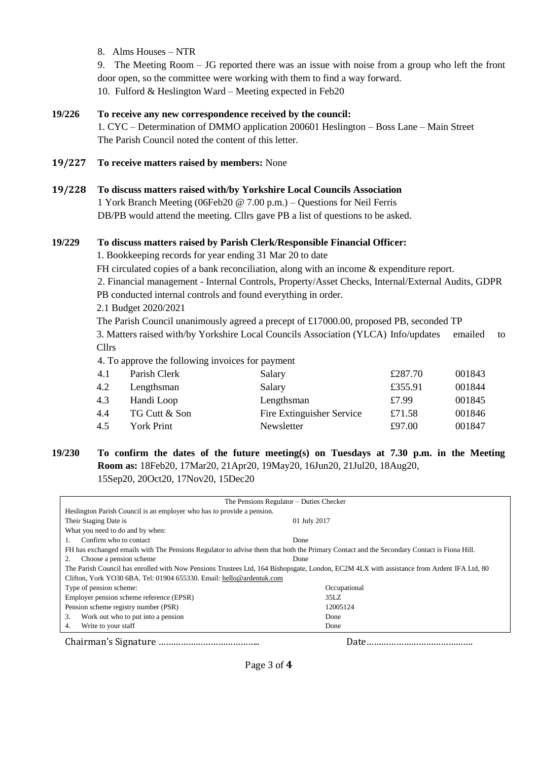8. Alms Houses – NTR

9. The Meeting Room – JG reported there was an issue with noise from a group who left the front door open, so the committee were working with them to find a way forward.

10. Fulford & Heslington Ward – Meeting expected in Feb20

**19/226 To receive any new correspondence received by the council:**

1. CYC – Determination of DMMO application 200601 Heslington – Boss Lane – Main Street

The Parish Council noted the content of this letter.

**19/227 To receive matters raised by members:** None

**19/228 To discuss matters raised with/by Yorkshire Local Councils Association**

1 York Branch Meeting (06Feb20 @ 7.00 p.m.) – Questions for Neil Ferris

DB/PB would attend the meeting. Cllrs gave PB a list of questions to be asked.

**19/229 To discuss matters raised by Parish Clerk/Responsible Financial Officer:**

1. Bookkeeping records for year ending 31 Mar 20 to date

FH circulated copies of a bank reconciliation, along with an income & expenditure report.

2. Financial management - Internal Controls, Property/Asset Checks, Internal/External Audits, GDPR

PB conducted internal controls and found everything in order.

2.1 Budget 2020/2021

The Parish Council unanimously agreed a precept of £17000.00, proposed PB, seconded TP

3. Matters raised with/by Yorkshire Local Councils Association (YLCA) Info/updates emailed to Cllrs

4. To approve the following invoices for payment

| | | | | |
|---|---|---|---|---|
| 4.1 | Parish Clerk | Salary | £287.70 | 001843 |
| 4.2 | Lengthsman | Salary | £355.91 | 001844 |
| 4.3 | Handi Loop | Lengthsman | £7.99 | 001845 |
| 4.4 | TG Cutt & Son | Fire Extinguisher Service | £71.58 | 001846 |
| 4.5 | York Print | Newsletter | £97.00 | 001847 |

**19/230 To confirm the dates of the future meeting(s) on Tuesdays at 7.30 p.m. in the Meeting Room as:** 18Feb20, 17Mar20, 21Apr20, 19May20, 16Jun20, 21Jul20, 18Aug20, 15Sep20, 20Oct20, 17Nov20, 15Dec20

| The Pensions Regulator – Duties Checker | |
|---|---|
| Heslington Parish Council is an employer who has to provide a pension. | |
| Their Staging Date is | 01 July 2017 |
| What you need to do and by when: | |
| 1. Confirm who to contact | Done |
| FH has exchanged emails with The Pensions Regulator to advise them that both the Primary Contact and the Secondary Contact is Fiona Hill. | |
| 2. Choose a pension scheme | Done |
| The Parish Council has enrolled with Now Pensions Trustees Ltd, 164 Bishopsgate, London, EC2M 4LX with assistance from Ardent IFA Ltd, 80 Clifton, York YO30 6BA. Tel: 01904 655330. Email: hello@ardentuk.com | |
| Type of pension scheme: | Occupational |
| Employer pension scheme reference (EPSR) | 35LZ |
| Pension scheme registry number (PSR) | 12005124 |
| 3. Work out who to put into a pension | Done |
| 4. Write to your staff | Done |

Chairman's Signature ………………………………….. Date……………………………………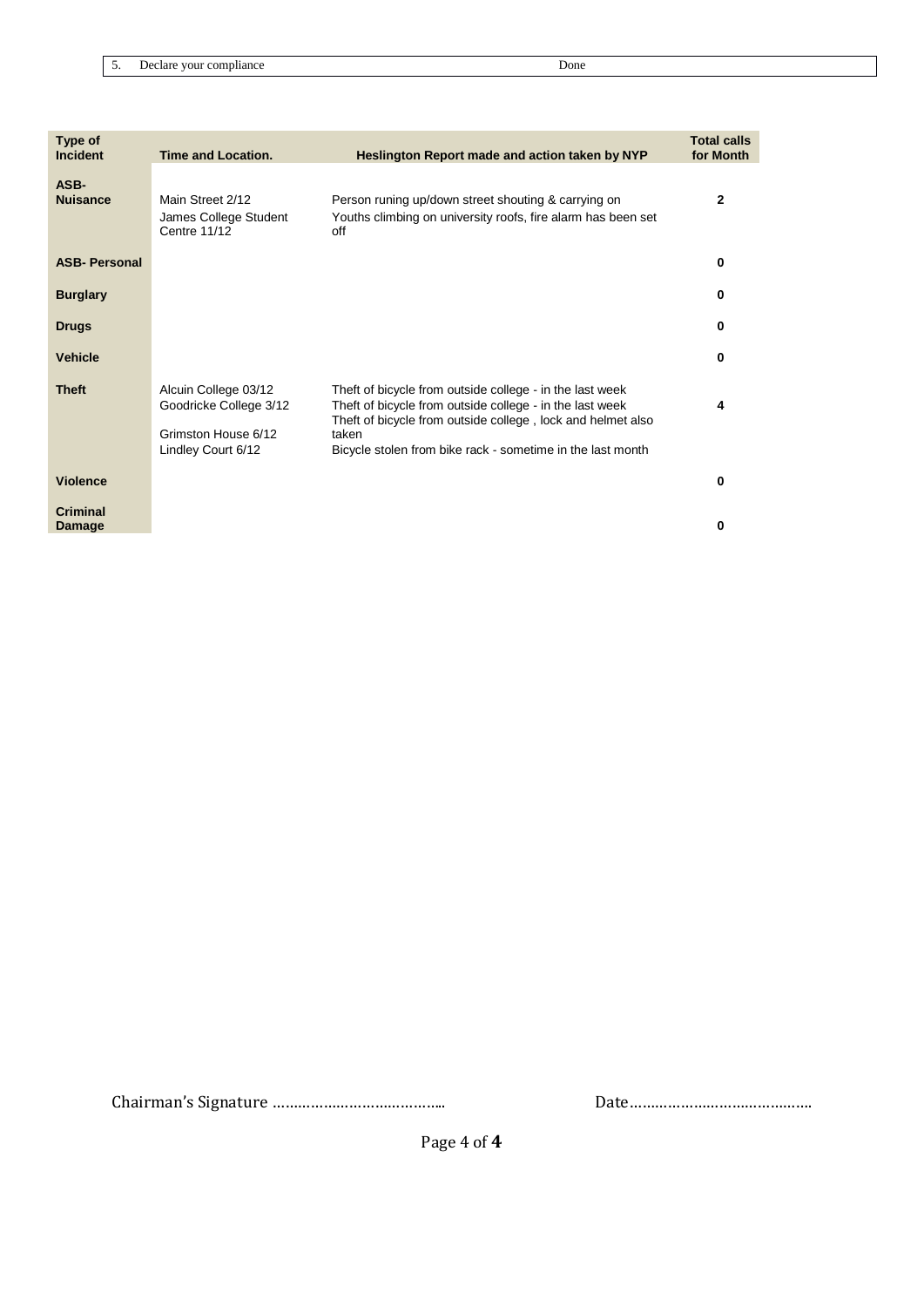| | | |
|---|---|---|
| 5. | Declare your compliance | Done |

| Type of Incident | Time and Location. | Heslington Report made and action taken by NYP | Total calls for Month |
|---|---|---|---|
| ASB- Nuisance | Main Street 2/12<br>James College Student Centre 11/12 | Person runing up/down street shouting & carrying on<br>Youths climbing on university roofs, fire alarm has been set off | 2 |
| ASB- Personal | | | 0 |
| Burglary | | | 0 |
| Drugs | | | 0 |
| Vehicle | | | 0 |
| Theft | Alcuin College 03/12<br>Goodricke College 3/12<br>Grimston House 6/12<br>Lindley Court 6/12 | Theft of bicycle from outside college - in the last week<br>Theft of bicycle from outside college - in the last week<br>Theft of bicycle from outside college , lock and helmet also taken<br>Bicycle stolen from bike rack - sometime in the last month | 4 |
| Violence | | | 0 |
| Criminal Damage | | | 0 |

Chairman's Signature …………………………………..                Date……………………………………